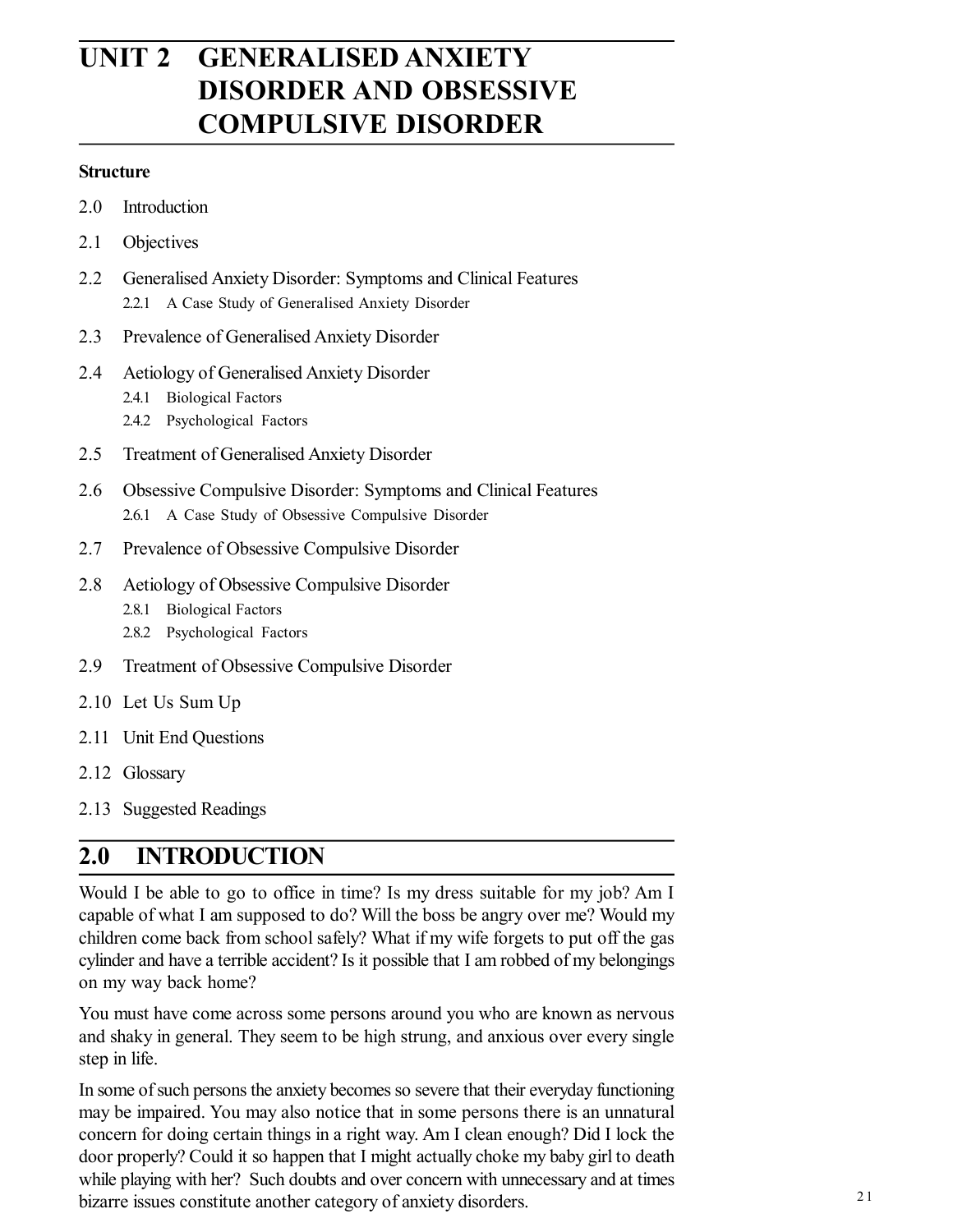# UNIT 2 GENERALISED ANXIETY DISORDER AND OBSESSIVE COMPULSIVE DISORDER

**Structure**

2.0 Introduction

2.1 Objectives

2.2 Generalised Anxiety Disorder: Symptoms and Clinical Features

  2.2.1 A Case Study of Generalised Anxiety Disorder

2.3 Prevalence of Generalised Anxiety Disorder

2.4 Aetiology of Generalised Anxiety Disorder

  2.4.1 Biological Factors

  2.4.2 Psychological Factors

2.5 Treatment of Generalised Anxiety Disorder

2.6 Obsessive Compulsive Disorder: Symptoms and Clinical Features

  2.6.1 A Case Study of Obsessive Compulsive Disorder

2.7 Prevalence of Obsessive Compulsive Disorder

2.8 Aetiology of Obsessive Compulsive Disorder

  2.8.1 Biological Factors

  2.8.2 Psychological Factors

2.9 Treatment of Obsessive Compulsive Disorder

2.10 Let Us Sum Up

2.11 Unit End Questions

2.12 Glossary

2.13 Suggested Readings

## 2.0 INTRODUCTION

Would I be able to go to office in time? Is my dress suitable for my job? Am I capable of what I am supposed to do? Will the boss be angry over me? Would my children come back from school safely? What if my wife forgets to put off the gas cylinder and have a terrible accident? Is it possible that I am robbed of my belongings on my way back home?

You must have come across some persons around you who are known as nervous and shaky in general. They seem to be high strung, and anxious over every single step in life.

In some of such persons the anxiety becomes so severe that their everyday functioning may be impaired. You may also notice that in some persons there is an unnatural concern for doing certain things in a right way. Am I clean enough? Did I lock the door properly? Could it so happen that I might actually choke my baby girl to death while playing with her? Such doubts and over concern with unnecessary and at times bizarre issues constitute another category of anxiety disorders.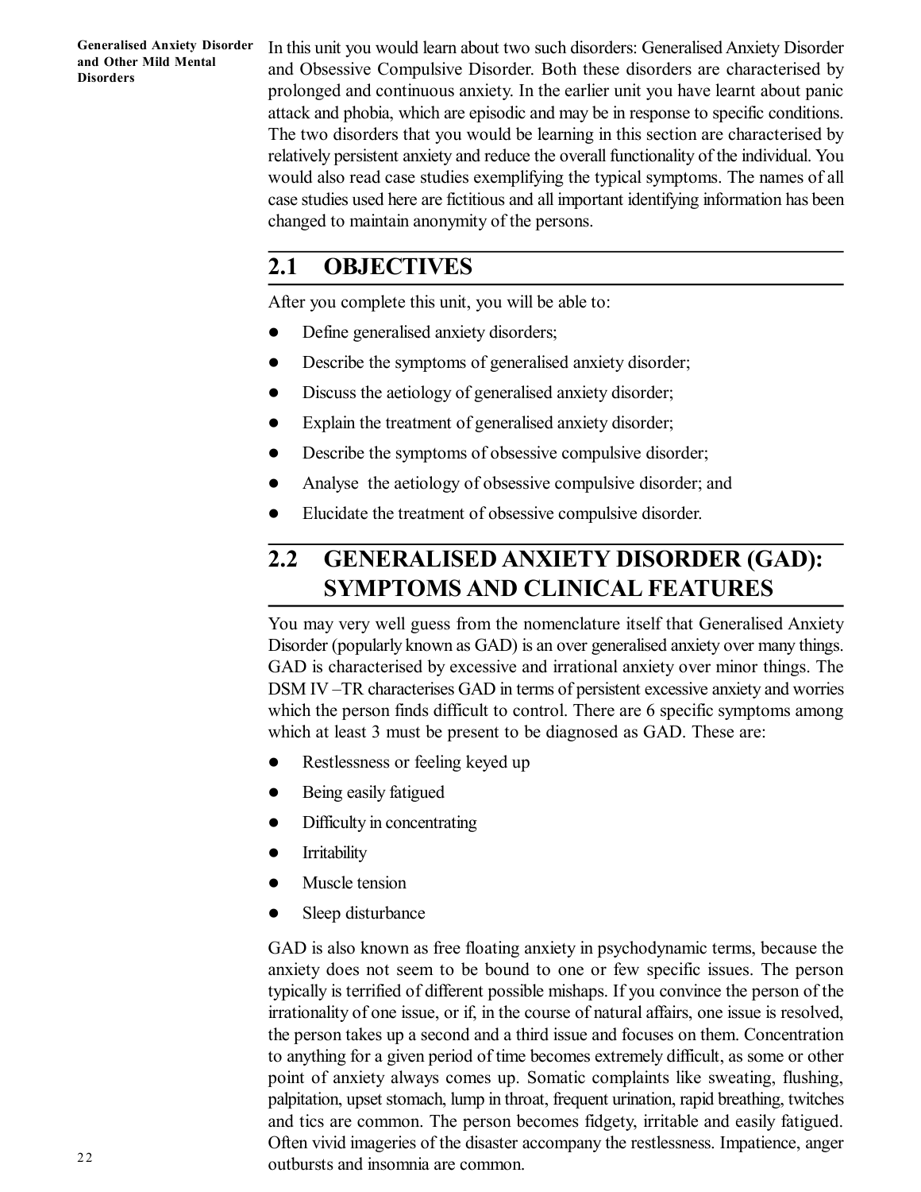In this unit you would learn about two such disorders: Generalised Anxiety Disorder and Obsessive Compulsive Disorder. Both these disorders are characterised by prolonged and continuous anxiety. In the earlier unit you have learnt about panic attack and phobia, which are episodic and may be in response to specific conditions. The two disorders that you would be learning in this section are characterised by relatively persistent anxiety and reduce the overall functionality of the individual. You would also read case studies exemplifying the typical symptoms. The names of all case studies used here are fictitious and all important identifying information has been changed to maintain anonymity of the persons.

## 2.1 OBJECTIVES

After you complete this unit, you will be able to:

- Define generalised anxiety disorders;
- Describe the symptoms of generalised anxiety disorder;
- Discuss the aetiology of generalised anxiety disorder;
- Explain the treatment of generalised anxiety disorder;
- Describe the symptoms of obsessive compulsive disorder;
- Analyse the aetiology of obsessive compulsive disorder; and
- Elucidate the treatment of obsessive compulsive disorder.

## 2.2 GENERALISED ANXIETY DISORDER (GAD): SYMPTOMS AND CLINICAL FEATURES

You may very well guess from the nomenclature itself that Generalised Anxiety Disorder (popularly known as GAD) is an over generalised anxiety over many things. GAD is characterised by excessive and irrational anxiety over minor things. The DSM IV –TR characterises GAD in terms of persistent excessive anxiety and worries which the person finds difficult to control. There are 6 specific symptoms among which at least 3 must be present to be diagnosed as GAD. These are:

- Restlessness or feeling keyed up
- Being easily fatigued
- Difficulty in concentrating
- Irritability
- Muscle tension
- Sleep disturbance

GAD is also known as free floating anxiety in psychodynamic terms, because the anxiety does not seem to be bound to one or few specific issues. The person typically is terrified of different possible mishaps. If you convince the person of the irrationality of one issue, or if, in the course of natural affairs, one issue is resolved, the person takes up a second and a third issue and focuses on them. Concentration to anything for a given period of time becomes extremely difficult, as some or other point of anxiety always comes up. Somatic complaints like sweating, flushing, palpitation, upset stomach, lump in throat, frequent urination, rapid breathing, twitches and tics are common. The person becomes fidgety, irritable and easily fatigued. Often vivid imageries of the disaster accompany the restlessness. Impatience, anger outbursts and insomnia are common.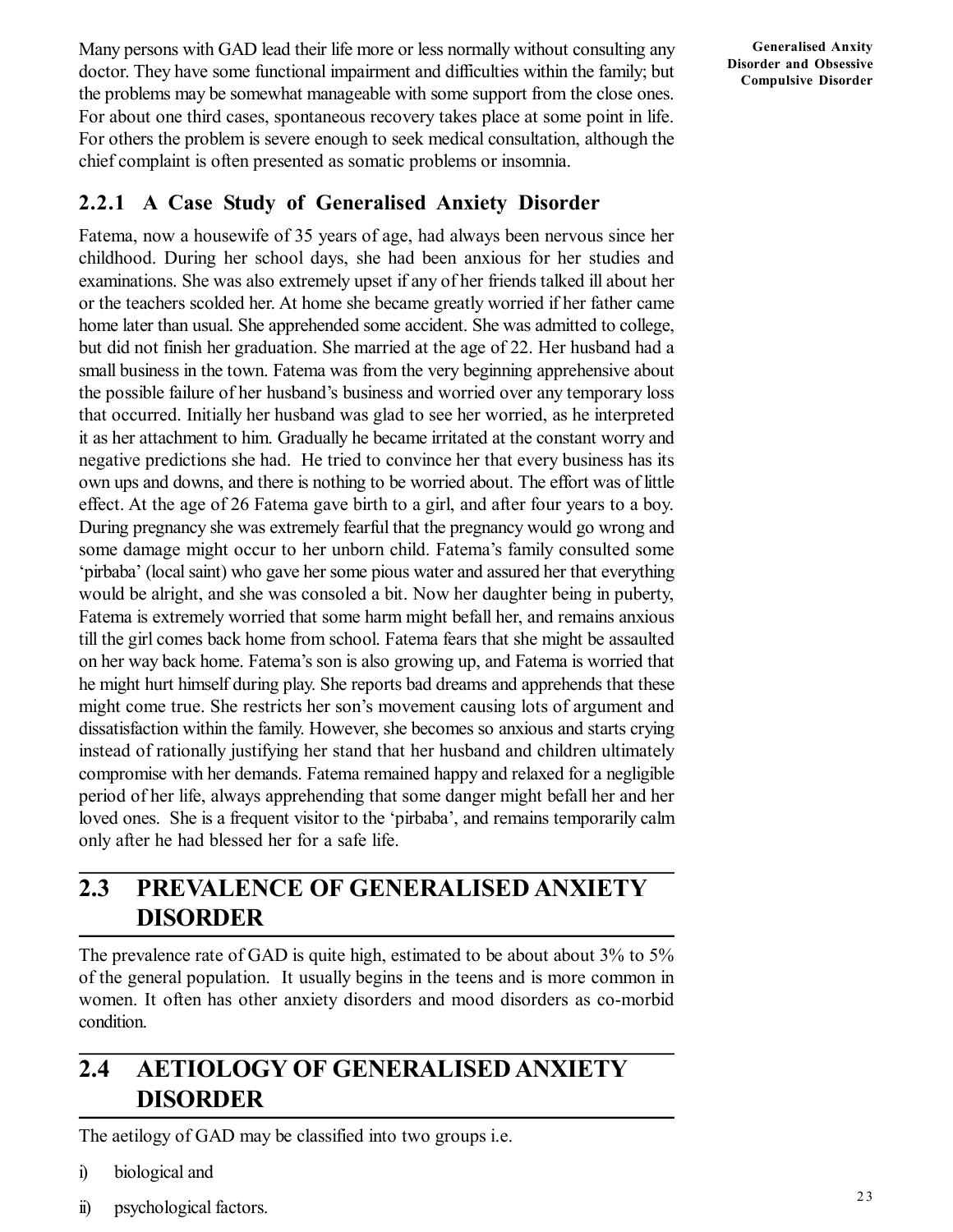Many persons with GAD lead their life more or less normally without consulting any doctor. They have some functional impairment and difficulties within the family; but the problems may be somewhat manageable with some support from the close ones. For about one third cases, spontaneous recovery takes place at some point in life. For others the problem is severe enough to seek medical consultation, although the chief complaint is often presented as somatic problems or insomnia.

### 2.2.1 A Case Study of Generalised Anxiety Disorder

Fatema, now a housewife of 35 years of age, had always been nervous since her childhood. During her school days, she had been anxious for her studies and examinations. She was also extremely upset if any of her friends talked ill about her or the teachers scolded her. At home she became greatly worried if her father came home later than usual. She apprehended some accident. She was admitted to college, but did not finish her graduation. She married at the age of 22. Her husband had a small business in the town. Fatema was from the very beginning apprehensive about the possible failure of her husband's business and worried over any temporary loss that occurred. Initially her husband was glad to see her worried, as he interpreted it as her attachment to him. Gradually he became irritated at the constant worry and negative predictions she had. He tried to convince her that every business has its own ups and downs, and there is nothing to be worried about. The effort was of little effect. At the age of 26 Fatema gave birth to a girl, and after four years to a boy. During pregnancy she was extremely fearful that the pregnancy would go wrong and some damage might occur to her unborn child. Fatema's family consulted some 'pirbaba' (local saint) who gave her some pious water and assured her that everything would be alright, and she was consoled a bit. Now her daughter being in puberty, Fatema is extremely worried that some harm might befall her, and remains anxious till the girl comes back home from school. Fatema fears that she might be assaulted on her way back home. Fatema's son is also growing up, and Fatema is worried that he might hurt himself during play. She reports bad dreams and apprehends that these might come true. She restricts her son's movement causing lots of argument and dissatisfaction within the family. However, she becomes so anxious and starts crying instead of rationally justifying her stand that her husband and children ultimately compromise with her demands. Fatema remained happy and relaxed for a negligible period of her life, always apprehending that some danger might befall her and her loved ones. She is a frequent visitor to the 'pirbaba', and remains temporarily calm only after he had blessed her for a safe life.

## 2.3 PREVALENCE OF GENERALISED ANXIETY DISORDER

The prevalence rate of GAD is quite high, estimated to be about about 3% to 5% of the general population. It usually begins in the teens and is more common in women. It often has other anxiety disorders and mood disorders as co-morbid condition.

## 2.4 AETIOLOGY OF GENERALISED ANXIETY DISORDER

The aetilogy of GAD may be classified into two groups i.e.

i) biological and

ii) psychological factors.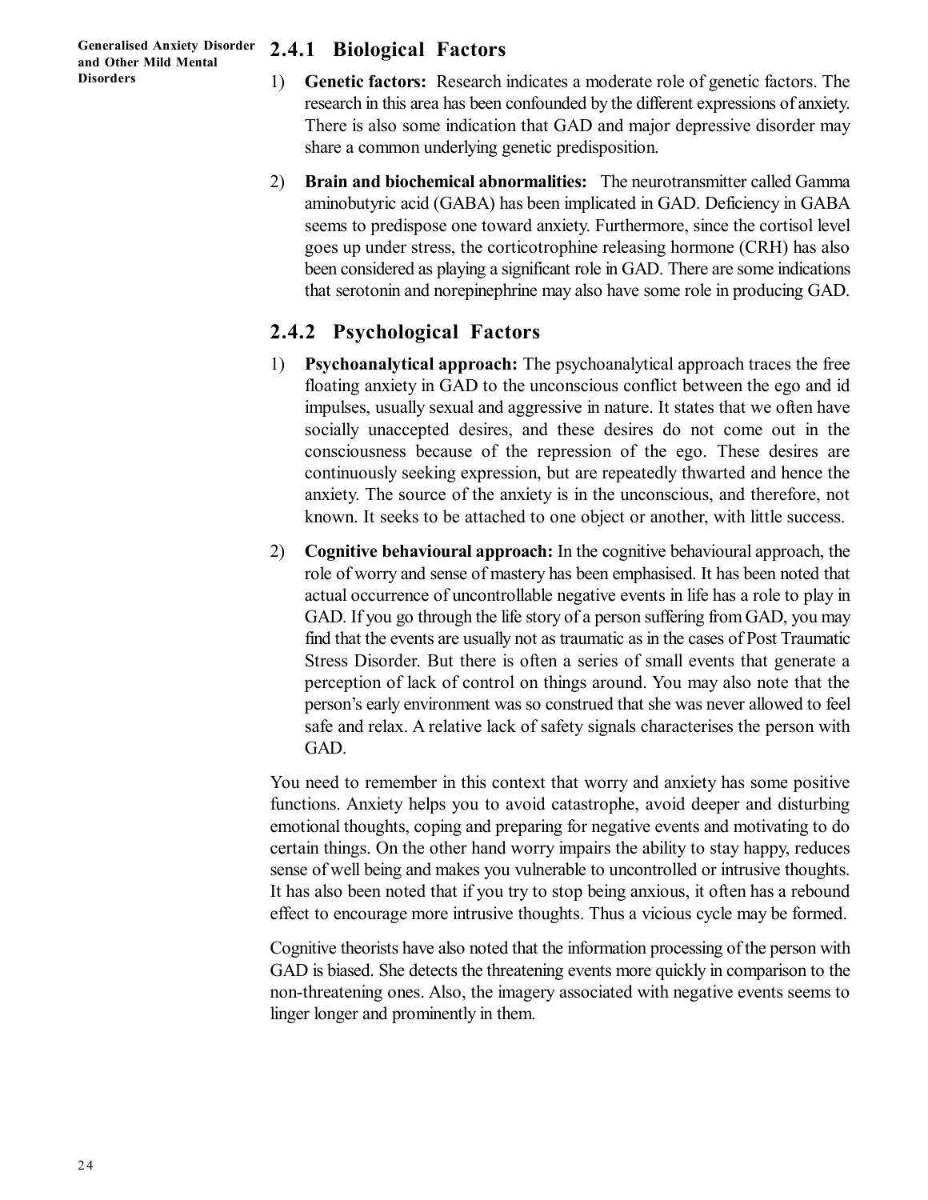### 2.4.1 Biological Factors

1) **Genetic factors:** Research indicates a moderate role of genetic factors. The research in this area has been confounded by the different expressions of anxiety. There is also some indication that GAD and major depressive disorder may share a common underlying genetic predisposition.

2) **Brain and biochemical abnormalities:** The neurotransmitter called Gamma aminobutyric acid (GABA) has been implicated in GAD. Deficiency in GABA seems to predispose one toward anxiety. Furthermore, since the cortisol level goes up under stress, the corticotrophine releasing hormone (CRH) has also been considered as playing a significant role in GAD. There are some indications that serotonin and norepinephrine may also have some role in producing GAD.

### 2.4.2 Psychological Factors

1) **Psychoanalytical approach:** The psychoanalytical approach traces the free floating anxiety in GAD to the unconscious conflict between the ego and id impulses, usually sexual and aggressive in nature. It states that we often have socially unaccepted desires, and these desires do not come out in the consciousness because of the repression of the ego. These desires are continuously seeking expression, but are repeatedly thwarted and hence the anxiety. The source of the anxiety is in the unconscious, and therefore, not known. It seeks to be attached to one object or another, with little success.

2) **Cognitive behavioural approach:** In the cognitive behavioural approach, the role of worry and sense of mastery has been emphasised. It has been noted that actual occurrence of uncontrollable negative events in life has a role to play in GAD. If you go through the life story of a person suffering from GAD, you may find that the events are usually not as traumatic as in the cases of Post Traumatic Stress Disorder. But there is often a series of small events that generate a perception of lack of control on things around. You may also note that the person's early environment was so construed that she was never allowed to feel safe and relax. A relative lack of safety signals characterises the person with GAD.

You need to remember in this context that worry and anxiety has some positive functions. Anxiety helps you to avoid catastrophe, avoid deeper and disturbing emotional thoughts, coping and preparing for negative events and motivating to do certain things. On the other hand worry impairs the ability to stay happy, reduces sense of well being and makes you vulnerable to uncontrolled or intrusive thoughts. It has also been noted that if you try to stop being anxious, it often has a rebound effect to encourage more intrusive thoughts. Thus a vicious cycle may be formed.

Cognitive theorists have also noted that the information processing of the person with GAD is biased. She detects the threatening events more quickly in comparison to the non-threatening ones. Also, the imagery associated with negative events seems to linger longer and prominently in them.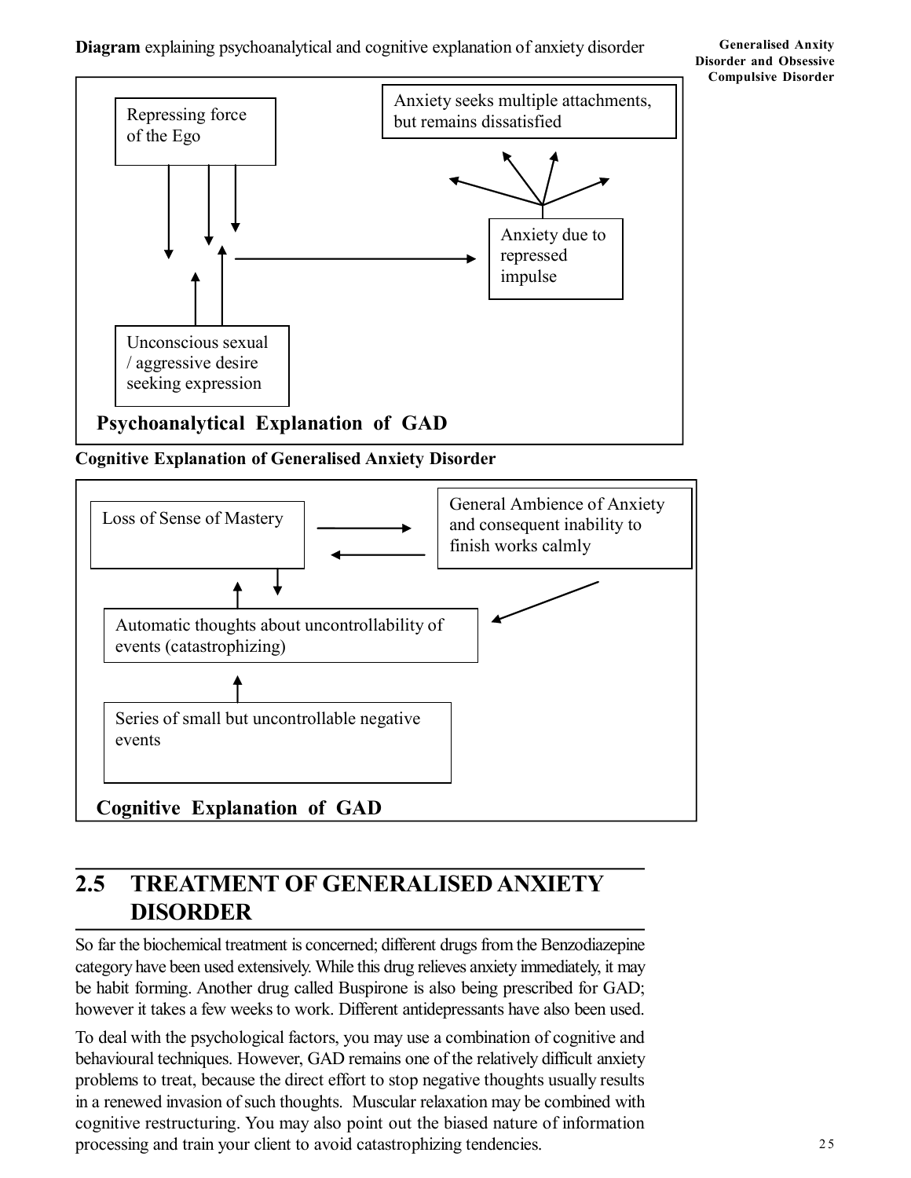**Diagram** explaining psychoanalytical and cognitive explanation of anxiety disorder

Repressing force of the Ego

Anxiety seeks multiple attachments, but remains dissatisfied

Anxiety due to repressed impulse

Unconscious sexual / aggressive desire seeking expression

**Psychoanalytical Explanation of GAD**

**Cognitive Explanation of Generalised Anxiety Disorder**

Loss of Sense of Mastery

General Ambience of Anxiety and consequent inability to finish works calmly

Automatic thoughts about uncontrollability of events (catastrophizing)

Series of small but uncontrollable negative events

**Cognitive Explanation of GAD**

## 2.5 TREATMENT OF GENERALISED ANXIETY DISORDER

So far the biochemical treatment is concerned; different drugs from the Benzodiazepine category have been used extensively. While this drug relieves anxiety immediately, it may be habit forming. Another drug called Buspirone is also being prescribed for GAD; however it takes a few weeks to work. Different antidepressants have also been used.

To deal with the psychological factors, you may use a combination of cognitive and behavioural techniques. However, GAD remains one of the relatively difficult anxiety problems to treat, because the direct effort to stop negative thoughts usually results in a renewed invasion of such thoughts. Muscular relaxation may be combined with cognitive restructuring. You may also point out the biased nature of information processing and train your client to avoid catastrophizing tendencies.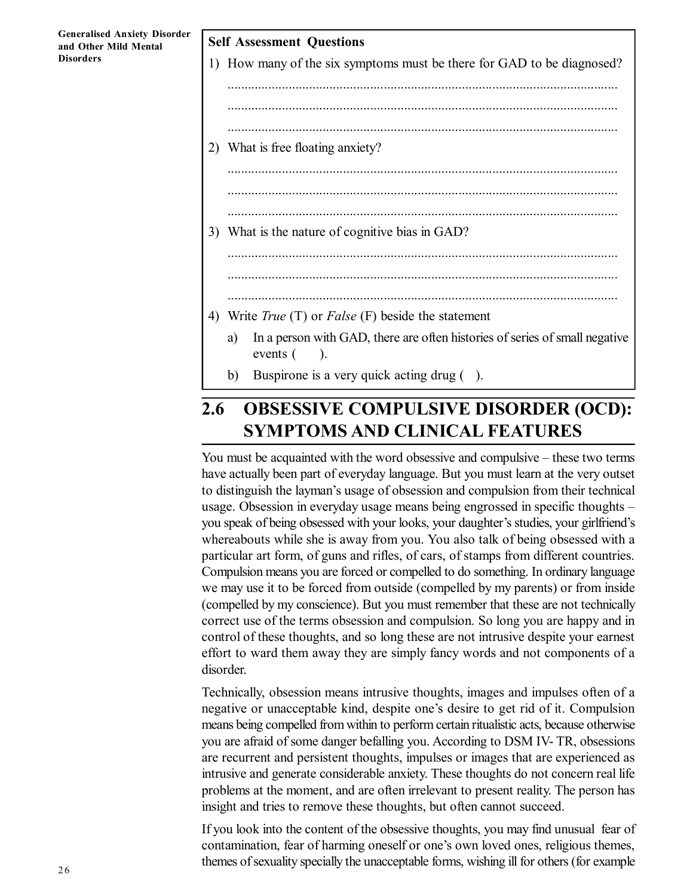**Self Assessment Questions**

1) How many of the six symptoms must be there for GAD to be diagnosed?

......................................................................................................................

......................................................................................................................

......................................................................................................................

2) What is free floating anxiety?

......................................................................................................................

......................................................................................................................

......................................................................................................................

3) What is the nature of cognitive bias in GAD?

......................................................................................................................

......................................................................................................................

......................................................................................................................

4) Write *True* (T) or *False* (F) beside the statement

   a) In a person with GAD, there are often histories of series of small negative events (  ).

   b) Buspirone is a very quick acting drug (  ).

## 2.6 OBSESSIVE COMPULSIVE DISORDER (OCD): SYMPTOMS AND CLINICAL FEATURES

You must be acquainted with the word obsessive and compulsive – these two terms have actually been part of everyday language. But you must learn at the very outset to distinguish the layman's usage of obsession and compulsion from their technical usage. Obsession in everyday usage means being engrossed in specific thoughts – you speak of being obsessed with your looks, your daughter's studies, your girlfriend's whereabouts while she is away from you. You also talk of being obsessed with a particular art form, of guns and rifles, of cars, of stamps from different countries. Compulsion means you are forced or compelled to do something. In ordinary language we may use it to be forced from outside (compelled by my parents) or from inside (compelled by my conscience). But you must remember that these are not technically correct use of the terms obsession and compulsion. So long you are happy and in control of these thoughts, and so long these are not intrusive despite your earnest effort to ward them away they are simply fancy words and not components of a disorder.

Technically, obsession means intrusive thoughts, images and impulses often of a negative or unacceptable kind, despite one's desire to get rid of it. Compulsion means being compelled from within to perform certain ritualistic acts, because otherwise you are afraid of some danger befalling you. According to DSM IV- TR, obsessions are recurrent and persistent thoughts, impulses or images that are experienced as intrusive and generate considerable anxiety. These thoughts do not concern real life problems at the moment, and are often irrelevant to present reality. The person has insight and tries to remove these thoughts, but often cannot succeed.

If you look into the content of the obsessive thoughts, you may find unusual fear of contamination, fear of harming oneself or one's own loved ones, religious themes, themes of sexuality specially the unacceptable forms, wishing ill for others (for example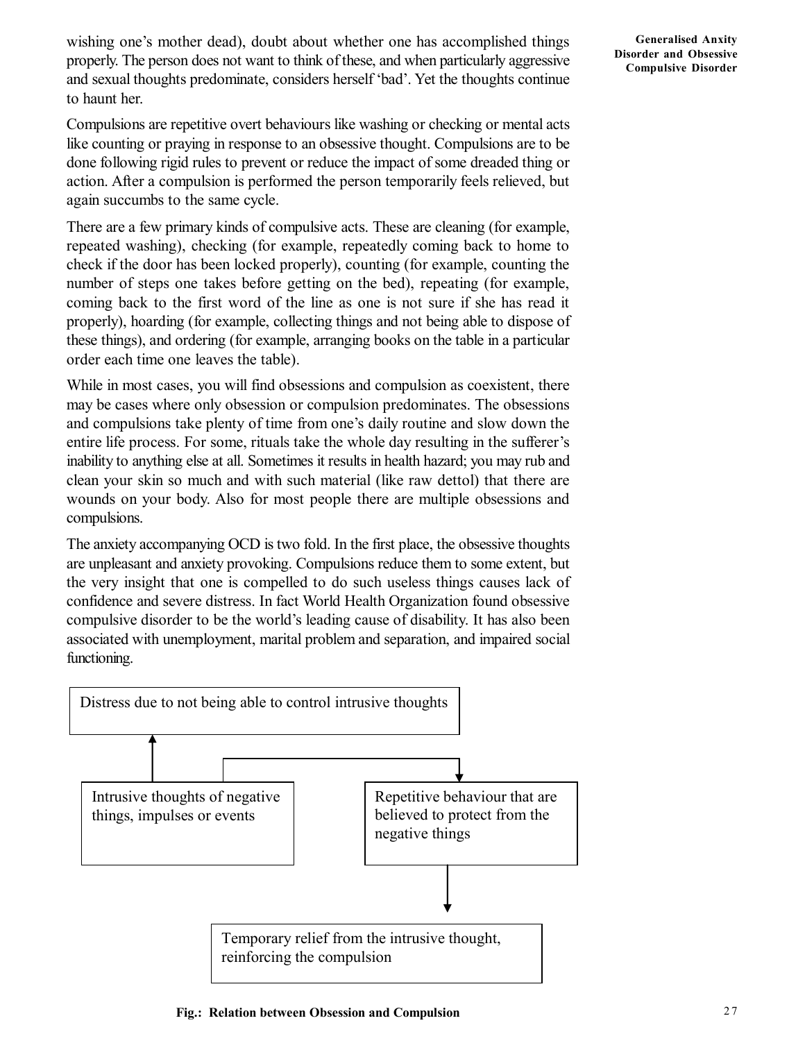wishing one's mother dead), doubt about whether one has accomplished things properly. The person does not want to think of these, and when particularly aggressive and sexual thoughts predominate, considers herself 'bad'. Yet the thoughts continue to haunt her.

Compulsions are repetitive overt behaviours like washing or checking or mental acts like counting or praying in response to an obsessive thought. Compulsions are to be done following rigid rules to prevent or reduce the impact of some dreaded thing or action. After a compulsion is performed the person temporarily feels relieved, but again succumbs to the same cycle.

There are a few primary kinds of compulsive acts. These are cleaning (for example, repeated washing), checking (for example, repeatedly coming back to home to check if the door has been locked properly), counting (for example, counting the number of steps one takes before getting on the bed), repeating (for example, coming back to the first word of the line as one is not sure if she has read it properly), hoarding (for example, collecting things and not being able to dispose of these things), and ordering (for example, arranging books on the table in a particular order each time one leaves the table).

While in most cases, you will find obsessions and compulsion as coexistent, there may be cases where only obsession or compulsion predominates. The obsessions and compulsions take plenty of time from one's daily routine and slow down the entire life process. For some, rituals take the whole day resulting in the sufferer's inability to anything else at all. Sometimes it results in health hazard; you may rub and clean your skin so much and with such material (like raw dettol) that there are wounds on your body. Also for most people there are multiple obsessions and compulsions.

The anxiety accompanying OCD is two fold. In the first place, the obsessive thoughts are unpleasant and anxiety provoking. Compulsions reduce them to some extent, but the very insight that one is compelled to do such useless things causes lack of confidence and severe distress. In fact World Health Organization found obsessive compulsive disorder to be the world's leading cause of disability. It has also been associated with unemployment, marital problem and separation, and impaired social functioning.

Distress due to not being able to control intrusive thoughts

↑

Intrusive thoughts of negative things, impulses or events → Repetitive behaviour that are believed to protect from the negative things

↓

Temporary relief from the intrusive thought, reinforcing the compulsion

**Fig.: Relation between Obsession and Compulsion**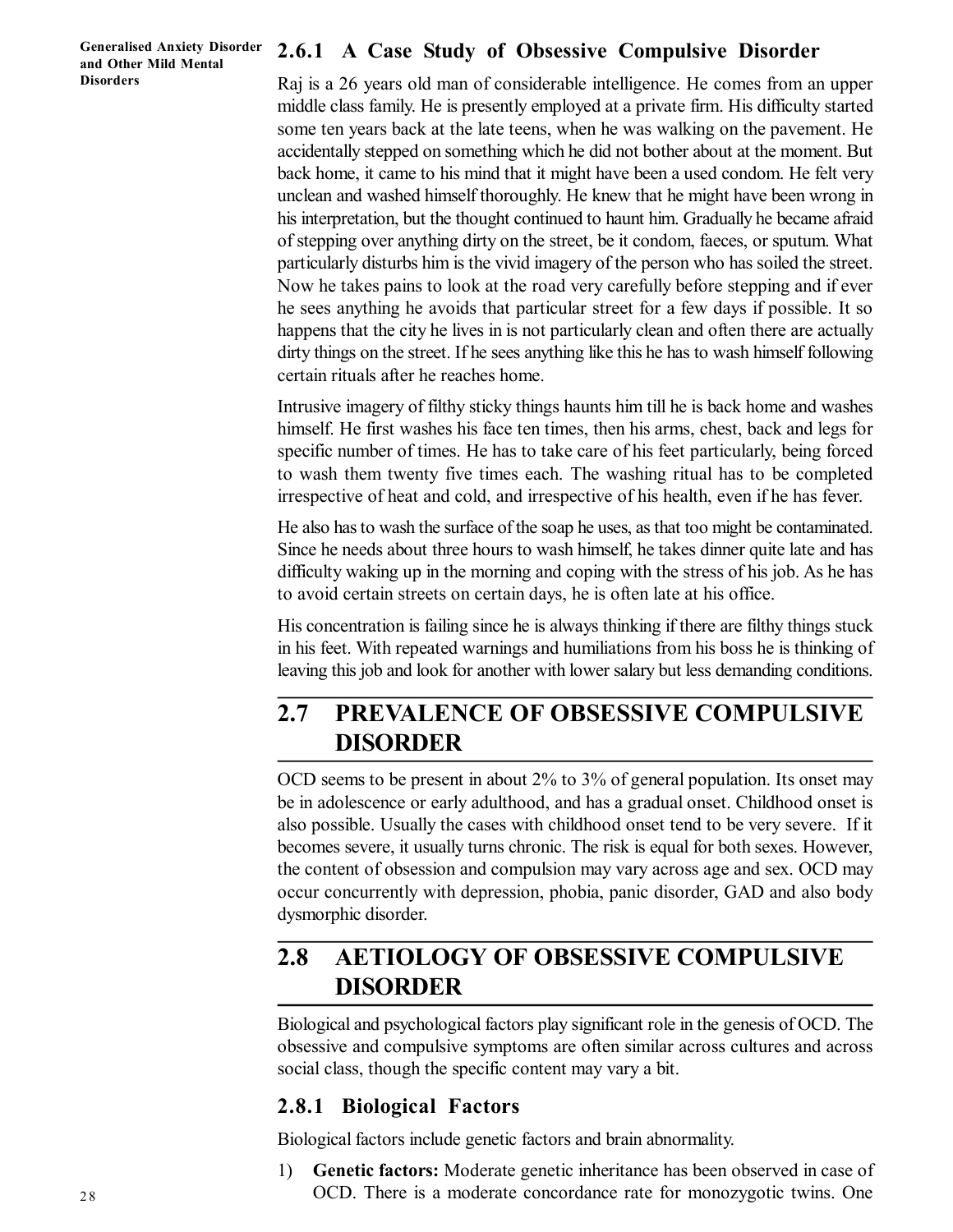### 2.6.1 A Case Study of Obsessive Compulsive Disorder

Raj is a 26 years old man of considerable intelligence. He comes from an upper middle class family. He is presently employed at a private firm. His difficulty started some ten years back at the late teens, when he was walking on the pavement. He accidentally stepped on something which he did not bother about at the moment. But back home, it came to his mind that it might have been a used condom. He felt very unclean and washed himself thoroughly. He knew that he might have been wrong in his interpretation, but the thought continued to haunt him. Gradually he became afraid of stepping over anything dirty on the street, be it condom, faeces, or sputum. What particularly disturbs him is the vivid imagery of the person who has soiled the street. Now he takes pains to look at the road very carefully before stepping and if ever he sees anything he avoids that particular street for a few days if possible. It so happens that the city he lives in is not particularly clean and often there are actually dirty things on the street. If he sees anything like this he has to wash himself following certain rituals after he reaches home.

Intrusive imagery of filthy sticky things haunts him till he is back home and washes himself. He first washes his face ten times, then his arms, chest, back and legs for specific number of times. He has to take care of his feet particularly, being forced to wash them twenty five times each. The washing ritual has to be completed irrespective of heat and cold, and irrespective of his health, even if he has fever.

He also has to wash the surface of the soap he uses, as that too might be contaminated. Since he needs about three hours to wash himself, he takes dinner quite late and has difficulty waking up in the morning and coping with the stress of his job. As he has to avoid certain streets on certain days, he is often late at his office.

His concentration is failing since he is always thinking if there are filthy things stuck in his feet. With repeated warnings and humiliations from his boss he is thinking of leaving this job and look for another with lower salary but less demanding conditions.

## 2.7 PREVALENCE OF OBSESSIVE COMPULSIVE DISORDER

OCD seems to be present in about 2% to 3% of general population. Its onset may be in adolescence or early adulthood, and has a gradual onset. Childhood onset is also possible. Usually the cases with childhood onset tend to be very severe. If it becomes severe, it usually turns chronic. The risk is equal for both sexes. However, the content of obsession and compulsion may vary across age and sex. OCD may occur concurrently with depression, phobia, panic disorder, GAD and also body dysmorphic disorder.

## 2.8 AETIOLOGY OF OBSESSIVE COMPULSIVE DISORDER

Biological and psychological factors play significant role in the genesis of OCD. The obsessive and compulsive symptoms are often similar across cultures and across social class, though the specific content may vary a bit.

### 2.8.1 Biological Factors

Biological factors include genetic factors and brain abnormality.

1) **Genetic factors:** Moderate genetic inheritance has been observed in case of OCD. There is a moderate concordance rate for monozygotic twins. One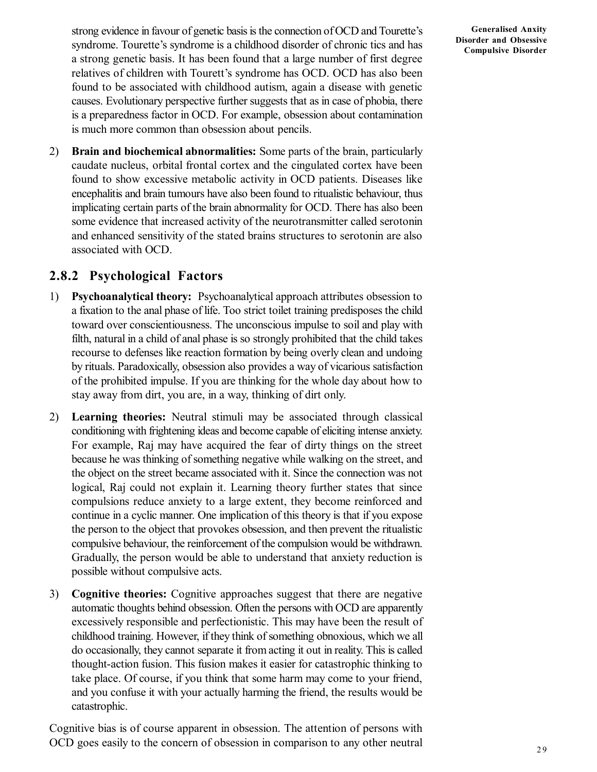strong evidence in favour of genetic basis is the connection of OCD and Tourette's syndrome. Tourette's syndrome is a childhood disorder of chronic tics and has a strong genetic basis. It has been found that a large number of first degree relatives of children with Tourett's syndrome has OCD. OCD has also been found to be associated with childhood autism, again a disease with genetic causes. Evolutionary perspective further suggests that as in case of phobia, there is a preparedness factor in OCD. For example, obsession about contamination is much more common than obsession about pencils.

2) **Brain and biochemical abnormalities:** Some parts of the brain, particularly caudate nucleus, orbital frontal cortex and the cingulated cortex have been found to show excessive metabolic activity in OCD patients. Diseases like encephalitis and brain tumours have also been found to ritualistic behaviour, thus implicating certain parts of the brain abnormality for OCD. There has also been some evidence that increased activity of the neurotransmitter called serotonin and enhanced sensitivity of the stated brains structures to serotonin are also associated with OCD.

## 2.8.2 Psychological Factors

1) **Psychoanalytical theory:** Psychoanalytical approach attributes obsession to a fixation to the anal phase of life. Too strict toilet training predisposes the child toward over conscientiousness. The unconscious impulse to soil and play with filth, natural in a child of anal phase is so strongly prohibited that the child takes recourse to defenses like reaction formation by being overly clean and undoing by rituals. Paradoxically, obsession also provides a way of vicarious satisfaction of the prohibited impulse. If you are thinking for the whole day about how to stay away from dirt, you are, in a way, thinking of dirt only.

2) **Learning theories:** Neutral stimuli may be associated through classical conditioning with frightening ideas and become capable of eliciting intense anxiety. For example, Raj may have acquired the fear of dirty things on the street because he was thinking of something negative while walking on the street, and the object on the street became associated with it. Since the connection was not logical, Raj could not explain it. Learning theory further states that since compulsions reduce anxiety to a large extent, they become reinforced and continue in a cyclic manner. One implication of this theory is that if you expose the person to the object that provokes obsession, and then prevent the ritualistic compulsive behaviour, the reinforcement of the compulsion would be withdrawn. Gradually, the person would be able to understand that anxiety reduction is possible without compulsive acts.

3) **Cognitive theories:** Cognitive approaches suggest that there are negative automatic thoughts behind obsession. Often the persons with OCD are apparently excessively responsible and perfectionistic. This may have been the result of childhood training. However, if they think of something obnoxious, which we all do occasionally, they cannot separate it from acting it out in reality. This is called thought-action fusion. This fusion makes it easier for catastrophic thinking to take place. Of course, if you think that some harm may come to your friend, and you confuse it with your actually harming the friend, the results would be catastrophic.

Cognitive bias is of course apparent in obsession. The attention of persons with OCD goes easily to the concern of obsession in comparison to any other neutral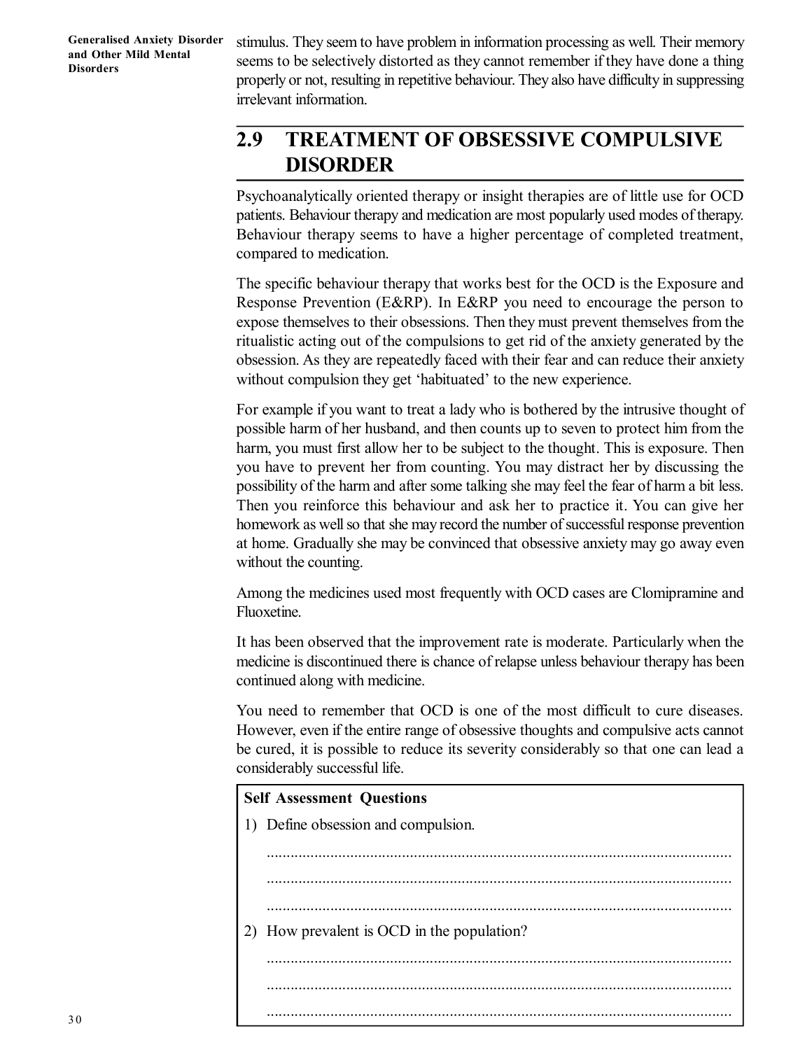stimulus. They seem to have problem in information processing as well. Their memory seems to be selectively distorted as they cannot remember if they have done a thing properly or not, resulting in repetitive behaviour. They also have difficulty in suppressing irrelevant information.

## 2.9 TREATMENT OF OBSESSIVE COMPULSIVE DISORDER

Psychoanalytically oriented therapy or insight therapies are of little use for OCD patients. Behaviour therapy and medication are most popularly used modes of therapy. Behaviour therapy seems to have a higher percentage of completed treatment, compared to medication.

The specific behaviour therapy that works best for the OCD is the Exposure and Response Prevention (E&RP). In E&RP you need to encourage the person to expose themselves to their obsessions. Then they must prevent themselves from the ritualistic acting out of the compulsions to get rid of the anxiety generated by the obsession. As they are repeatedly faced with their fear and can reduce their anxiety without compulsion they get 'habituated' to the new experience.

For example if you want to treat a lady who is bothered by the intrusive thought of possible harm of her husband, and then counts up to seven to protect him from the harm, you must first allow her to be subject to the thought. This is exposure. Then you have to prevent her from counting. You may distract her by discussing the possibility of the harm and after some talking she may feel the fear of harm a bit less. Then you reinforce this behaviour and ask her to practice it. You can give her homework as well so that she may record the number of successful response prevention at home. Gradually she may be convinced that obsessive anxiety may go away even without the counting.

Among the medicines used most frequently with OCD cases are Clomipramine and Fluoxetine.

It has been observed that the improvement rate is moderate. Particularly when the medicine is discontinued there is chance of relapse unless behaviour therapy has been continued along with medicine.

You need to remember that OCD is one of the most difficult to cure diseases. However, even if the entire range of obsessive thoughts and compulsive acts cannot be cured, it is possible to reduce its severity considerably so that one can lead a considerably successful life.

**Self Assessment Questions**

1) Define obsession and compulsion.

.....................................................................................................................

.....................................................................................................................

.....................................................................................................................

2) How prevalent is OCD in the population?

.....................................................................................................................

.....................................................................................................................

.....................................................................................................................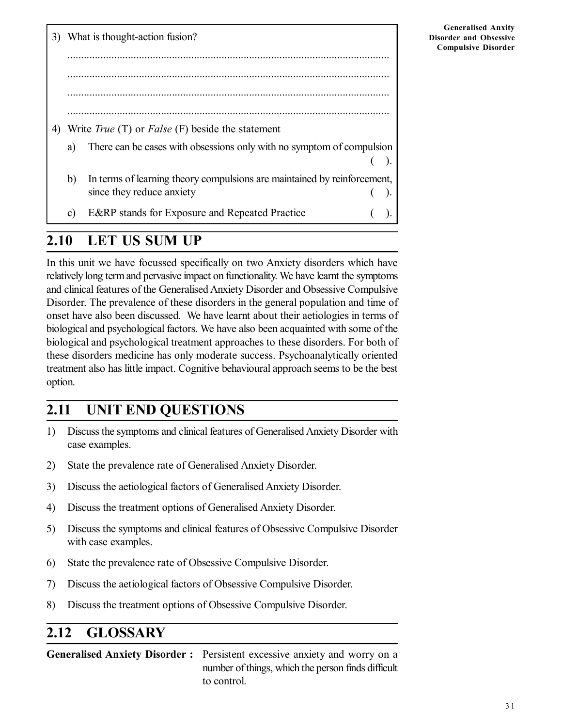3) What is thought-action fusion?

.....................................................................................................................

.....................................................................................................................

.....................................................................................................................

.....................................................................................................................

4) Write *True* (T) or *False* (F) beside the statement

   a) There can be cases with obsessions only with no symptom of compulsion ( ).

   b) In terms of learning theory compulsions are maintained by reinforcement, since they reduce anxiety ( ).

   c) E&RP stands for Exposure and Repeated Practice ( ).

## 2.10 LET US SUM UP

In this unit we have focussed specifically on two Anxiety disorders which have relatively long term and pervasive impact on functionality. We have learnt the symptoms and clinical features of the Generalised Anxiety Disorder and Obsessive Compulsive Disorder. The prevalence of these disorders in the general population and time of onset have also been discussed. We have learnt about their aetiologies in terms of biological and psychological factors. We have also been acquainted with some of the biological and psychological treatment approaches to these disorders. For both of these disorders medicine has only moderate success. Psychoanalytically oriented treatment also has little impact. Cognitive behavioural approach seems to be the best option.

## 2.11 UNIT END QUESTIONS

1) Discuss the symptoms and clinical features of Generalised Anxiety Disorder with case examples.
2) State the prevalence rate of Generalised Anxiety Disorder.
3) Discuss the aetiological factors of Generalised Anxiety Disorder.
4) Discuss the treatment options of Generalised Anxiety Disorder.
5) Discuss the symptoms and clinical features of Obsessive Compulsive Disorder with case examples.
6) State the prevalence rate of Obsessive Compulsive Disorder.
7) Discuss the aetiological factors of Obsessive Compulsive Disorder.
8) Discuss the treatment options of Obsessive Compulsive Disorder.

## 2.12 GLOSSARY

**Generalised Anxiety Disorder :** Persistent excessive anxiety and worry on a number of things, which the person finds difficult to control.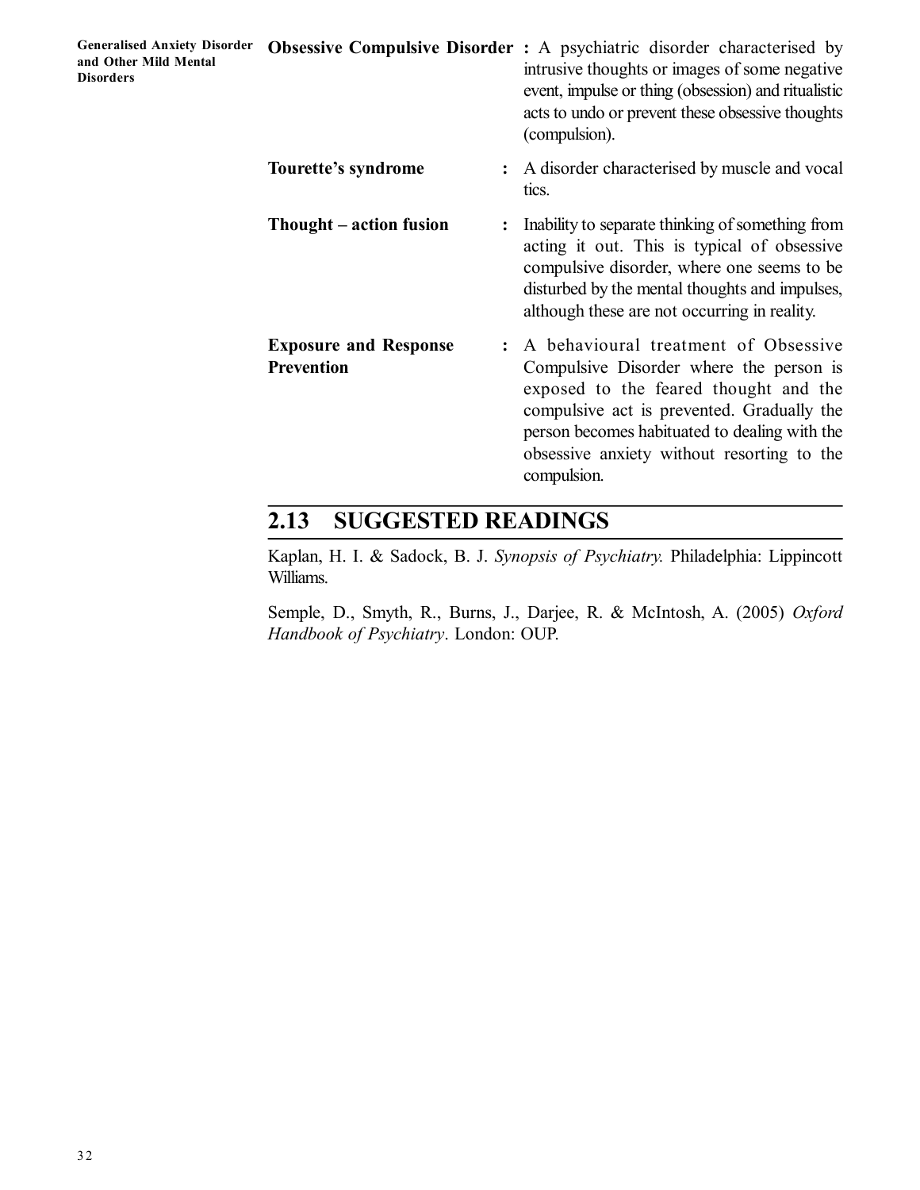**Obsessive Compulsive Disorder** : A psychiatric disorder characterised by intrusive thoughts or images of some negative event, impulse or thing (obsession) and ritualistic acts to undo or prevent these obsessive thoughts (compulsion).

**Tourette's syndrome** : A disorder characterised by muscle and vocal tics.

**Thought – action fusion** : Inability to separate thinking of something from acting it out. This is typical of obsessive compulsive disorder, where one seems to be disturbed by the mental thoughts and impulses, although these are not occurring in reality.

**Exposure and Response Prevention** : A behavioural treatment of Obsessive Compulsive Disorder where the person is exposed to the feared thought and the compulsive act is prevented. Gradually the person becomes habituated to dealing with the obsessive anxiety without resorting to the compulsion.

## 2.13 SUGGESTED READINGS

Kaplan, H. I. & Sadock, B. J. *Synopsis of Psychiatry.* Philadelphia: Lippincott Williams.

Semple, D., Smyth, R., Burns, J., Darjee, R. & McIntosh, A. (2005) *Oxford Handbook of Psychiatry*. London: OUP.